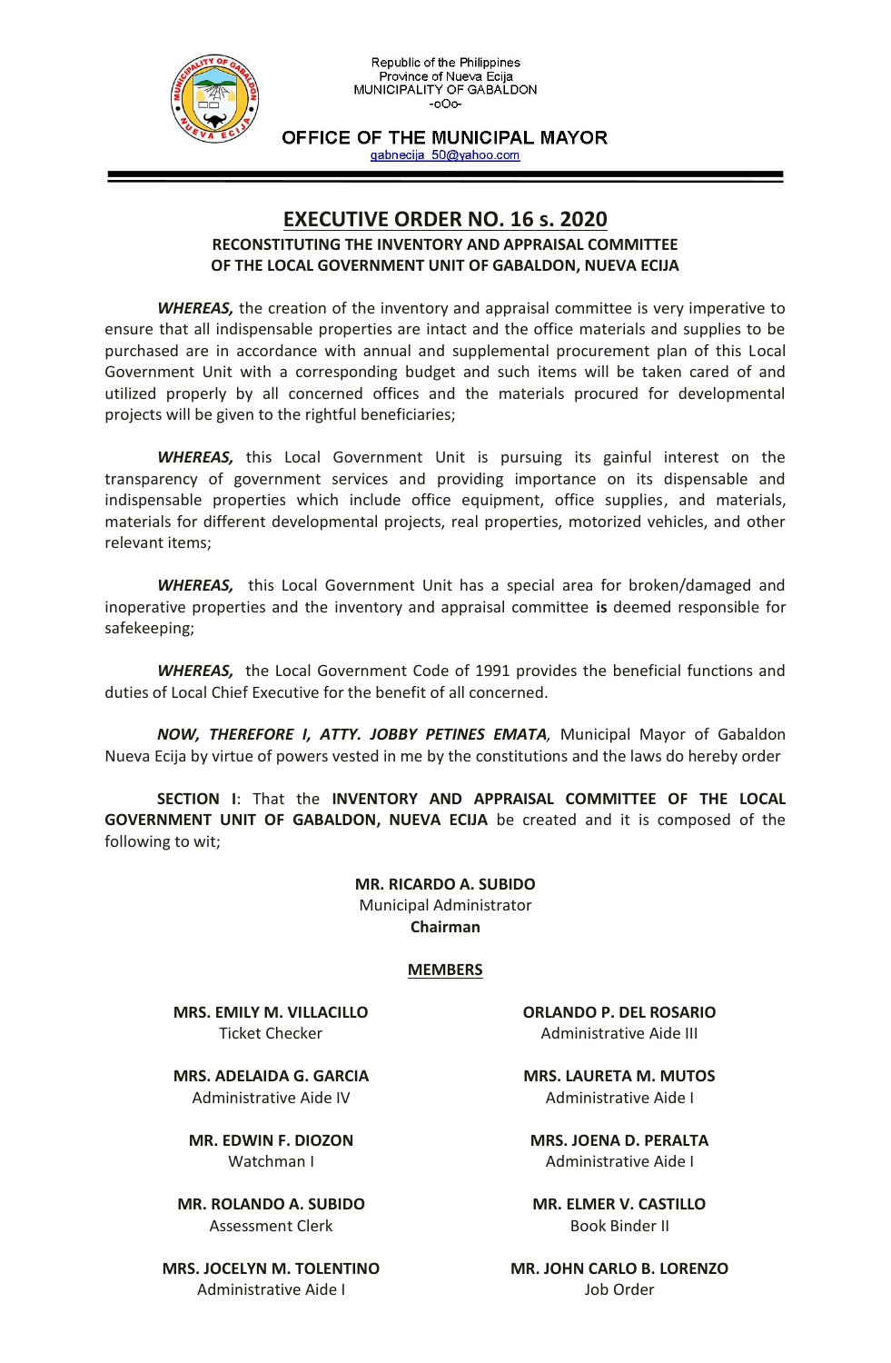Republic of the Philippines
Province of Nueva Ecija
MUNICIPALITY OF GABALDON
-oOo-

**OFFICE OF THE MUNICIPAL MAYOR**
gabnecija_50@yahoo.com

# EXECUTIVE ORDER NO. 16 s. 2020

**RECONSTITUTING THE INVENTORY AND APPRAISAL COMMITTEE OF THE LOCAL GOVERNMENT UNIT OF GABALDON, NUEVA ECIJA**

***WHEREAS,*** the creation of the inventory and appraisal committee is very imperative to ensure that all indispensable properties are intact and the office materials and supplies to be purchased are in accordance with annual and supplemental procurement plan of this Local Government Unit with a corresponding budget and such items will be taken cared of and utilized properly by all concerned offices and the materials procured for developmental projects will be given to the rightful beneficiaries;

***WHEREAS,*** this Local Government Unit is pursuing its gainful interest on the transparency of government services and providing importance on its dispensable and indispensable properties which include office equipment, office supplies, and materials, materials for different developmental projects, real properties, motorized vehicles, and other relevant items;

***WHEREAS,*** this Local Government Unit has a special area for broken/damaged and inoperative properties and the inventory and appraisal committee **is** deemed responsible for safekeeping;

***WHEREAS,*** the Local Government Code of 1991 provides the beneficial functions and duties of Local Chief Executive for the benefit of all concerned.

***NOW, THEREFORE I, ATTY. JOBBY PETINES EMATA,*** Municipal Mayor of Gabaldon Nueva Ecija by virtue of powers vested in me by the constitutions and the laws do hereby order

**SECTION I**: That the **INVENTORY AND APPRAISAL COMMITTEE OF THE LOCAL GOVERNMENT UNIT OF GABALDON, NUEVA ECIJA** be created and it is composed of the following to wit;

**MR. RICARDO A. SUBIDO**
Municipal Administrator
**Chairman**

**MEMBERS**

**MRS. EMILY M. VILLACILLO**
Ticket Checker

**MRS. ADELAIDA G. GARCIA**
Administrative Aide IV

**MR. EDWIN F. DIOZON**
Watchman I

**MR. ROLANDO A. SUBIDO**
Assessment Clerk

**MRS. JOCELYN M. TOLENTINO**
Administrative Aide I

**ORLANDO P. DEL ROSARIO**
Administrative Aide III

**MRS. LAURETA M. MUTOS**
Administrative Aide I

**MRS. JOENA D. PERALTA**
Administrative Aide I

**MR. ELMER V. CASTILLO**
Book Binder II

**MR. JOHN CARLO B. LORENZO**
Job Order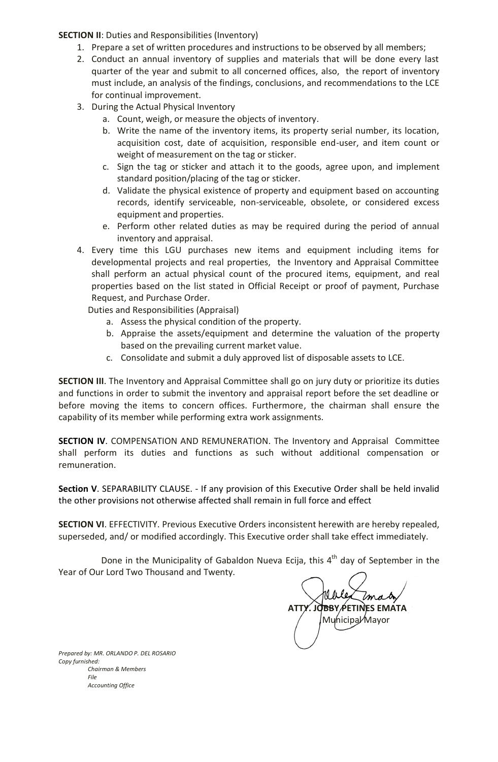**SECTION II**: Duties and Responsibilities (Inventory)

1. Prepare a set of written procedures and instructions to be observed by all members;
2. Conduct an annual inventory of supplies and materials that will be done every last quarter of the year and submit to all concerned offices, also, the report of inventory must include, an analysis of the findings, conclusions, and recommendations to the LCE for continual improvement.
3. During the Actual Physical Inventory
   a. Count, weigh, or measure the objects of inventory.
   b. Write the name of the inventory items, its property serial number, its location, acquisition cost, date of acquisition, responsible end-user, and item count or weight of measurement on the tag or sticker.
   c. Sign the tag or sticker and attach it to the goods, agree upon, and implement standard position/placing of the tag or sticker.
   d. Validate the physical existence of property and equipment based on accounting records, identify serviceable, non-serviceable, obsolete, or considered excess equipment and properties.
   e. Perform other related duties as may be required during the period of annual inventory and appraisal.
4. Every time this LGU purchases new items and equipment including items for developmental projects and real properties, the Inventory and Appraisal Committee shall perform an actual physical count of the procured items, equipment, and real properties based on the list stated in Official Receipt or proof of payment, Purchase Request, and Purchase Order.

   Duties and Responsibilities (Appraisal)
   a. Assess the physical condition of the property.
   b. Appraise the assets/equipment and determine the valuation of the property based on the prevailing current market value.
   c. Consolidate and submit a duly approved list of disposable assets to LCE.

**SECTION III**. The Inventory and Appraisal Committee shall go on jury duty or prioritize its duties and functions in order to submit the inventory and appraisal report before the set deadline or before moving the items to concern offices. Furthermore, the chairman shall ensure the capability of its member while performing extra work assignments.

**SECTION IV**. COMPENSATION AND REMUNERATION. The Inventory and Appraisal Committee shall perform its duties and functions as such without additional compensation or remuneration.

**Section V**. SEPARABILITY CLAUSE. - If any provision of this Executive Order shall be held invalid the other provisions not otherwise affected shall remain in full force and effect

**SECTION VI**. EFFECTIVITY. Previous Executive Orders inconsistent herewith are hereby repealed, superseded, and/ or modified accordingly. This Executive order shall take effect immediately.

Done in the Municipality of Gabaldon Nueva Ecija, this 4th day of September in the Year of Our Lord Two Thousand and Twenty.

**ATTY. JOBBY PETINES EMATA**
Municipal Mayor

*Prepared by: MR. ORLANDO P. DEL ROSARIO*
*Copy furnished:*
*Chairman & Members*
*File*
*Accounting Office*